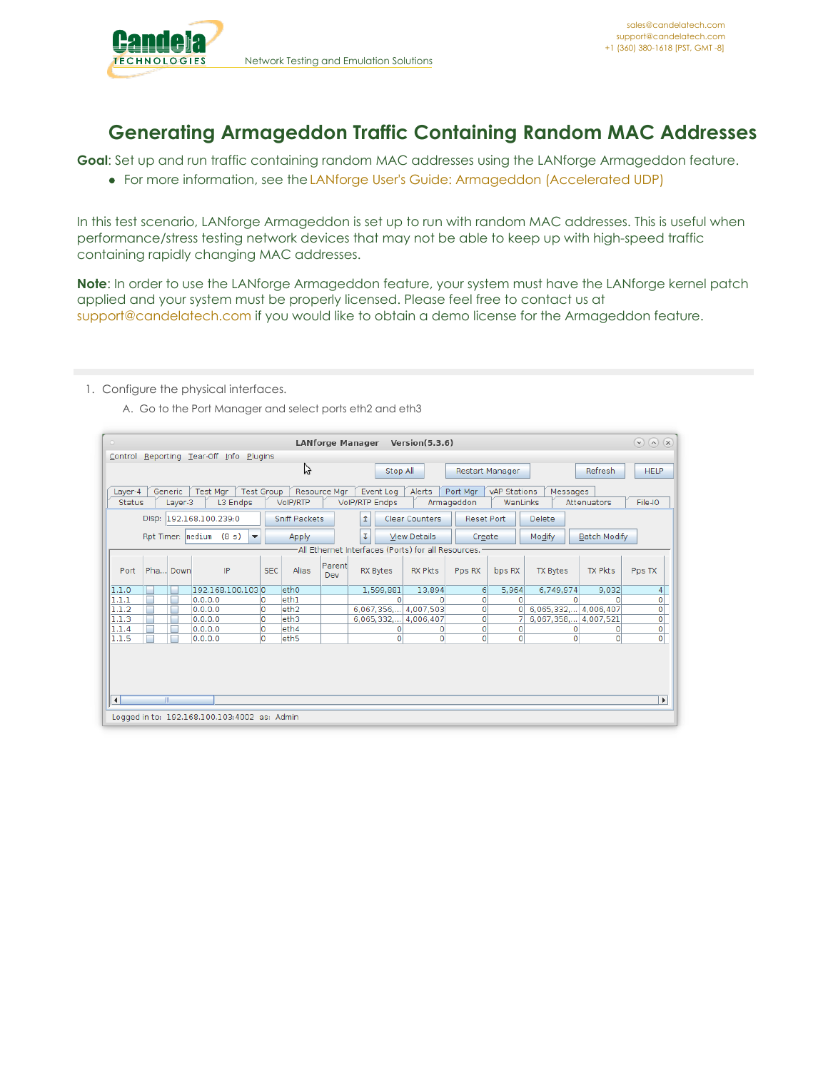# Generating Armageddon Traffic Containing Random MAC Addresses

**Goal**: Set up and run traffic containing random MAC addresses using the LANforge Armageddon feature.

- For more information, see the LANforge User's Guide: Armageddon (Accelerated UDP)

In this test scenario, LANforge Armageddon is set up to run with random MAC addresses. This is useful when performance/stress testing network devices that may not be able to keep up with high-speed traffic containing rapidly changing MAC addresses.

**Note**: In order to use the LANforge Armageddon feature, your system must have the LANforge kernel patch applied and your system must be properly licensed. Please feel free to contact us at support@candelatech.com if you would like to obtain a demo license for the Armageddon feature.

1. Configure the physical interfaces.
   A. Go to the Port Manager and select ports eth2 and eth3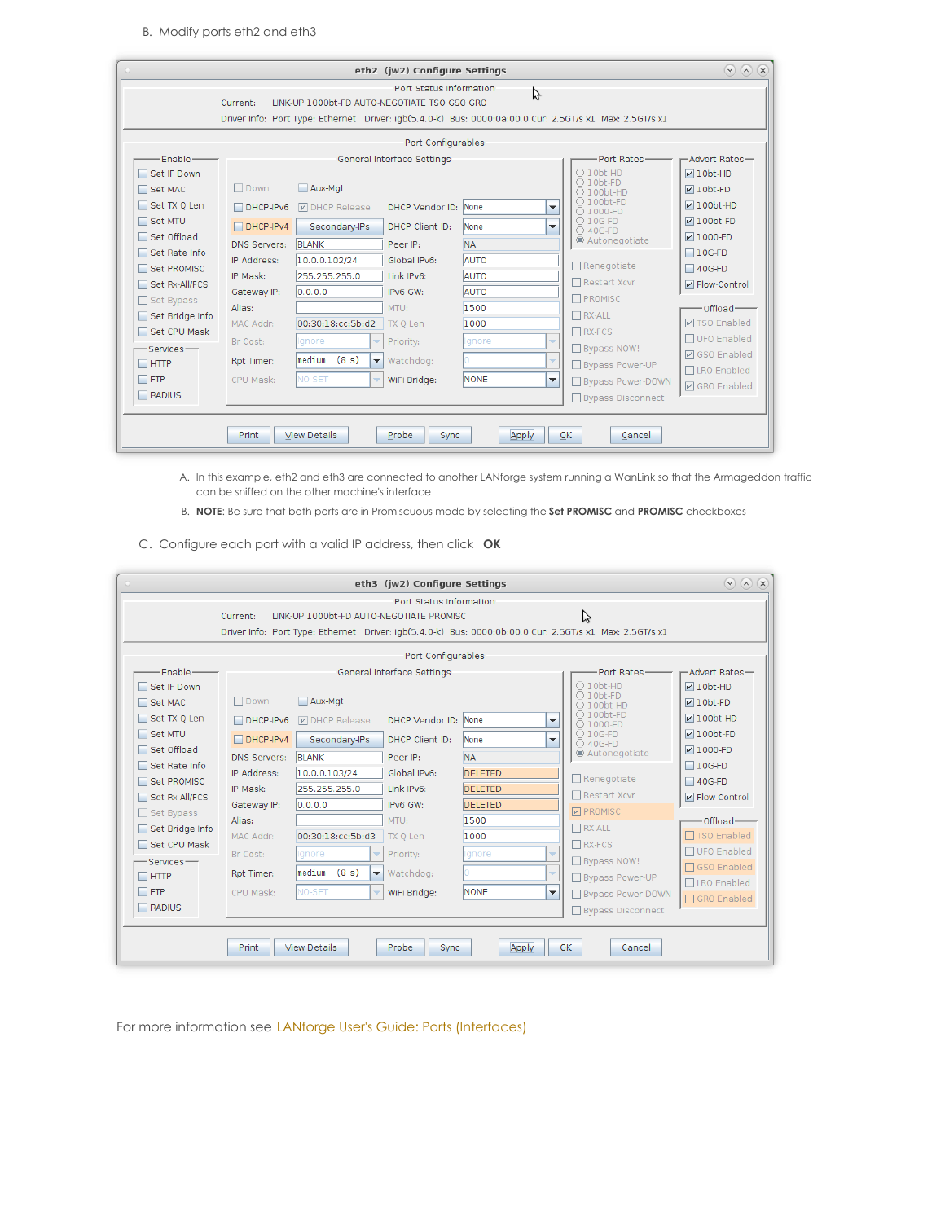B. Modify ports eth2 and eth3

A. In this example, eth2 and eth3 are connected to another LANforge system running a WanLink so that the Armageddon traffic can be sniffed on the other machine's interface

B. **NOTE**: Be sure that both ports are in Promiscuous mode by selecting the **Set PROMISC** and **PROMISC** checkboxes

C. Configure each port with a valid IP address, then click **OK**

For more information see LANforge User's Guide: Ports (Interfaces)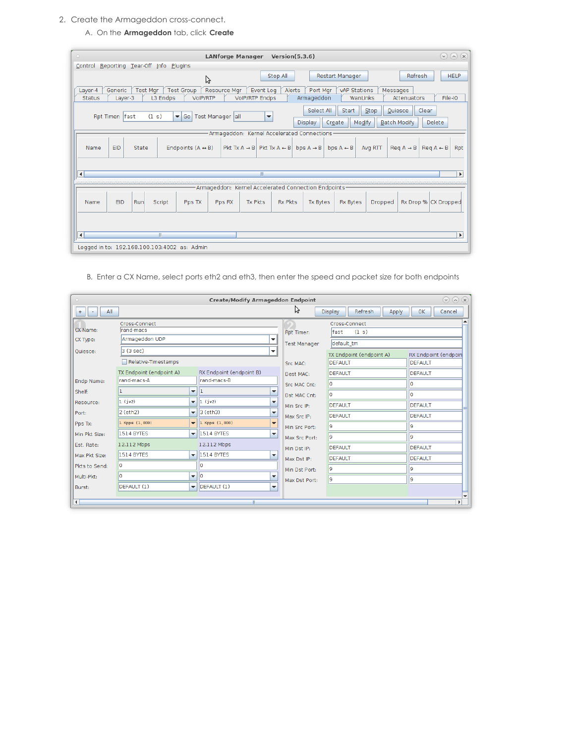2. Create the Armageddon cross-connect.

   A. On the **Armageddon** tab, click **Create**

   B. Enter a CX Name, select ports eth2 and eth3, then enter the speed and packet size for both endpoints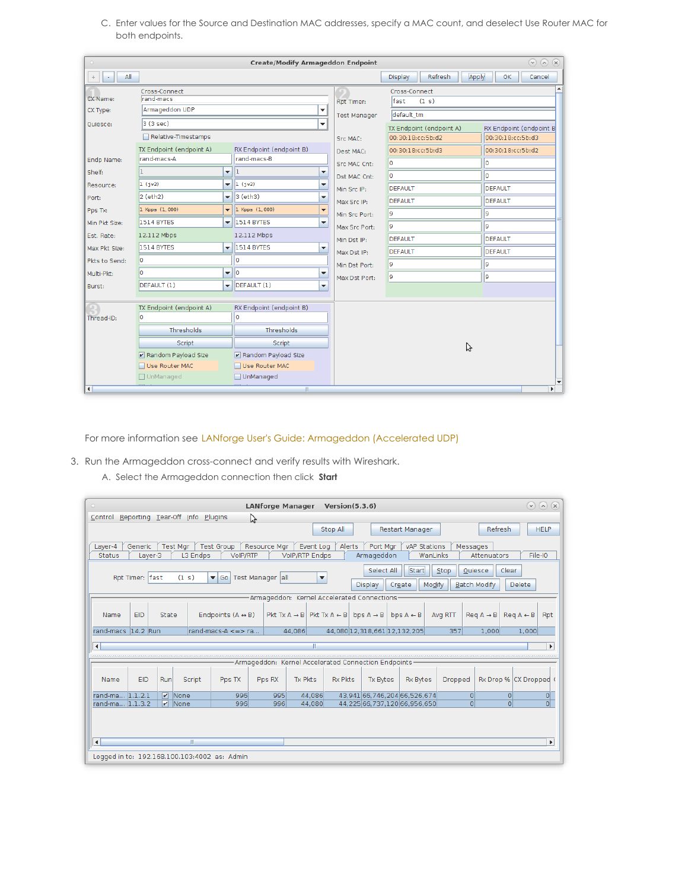C. Enter values for the Source and Destination MAC addresses, specify a MAC count, and deselect Use Router MAC for both endpoints.

For more information see LANforge User's Guide: Armageddon (Accelerated UDP)

3. Run the Armageddon cross-connect and verify results with Wireshark.
   A. Select the Armageddon connection then click **Start**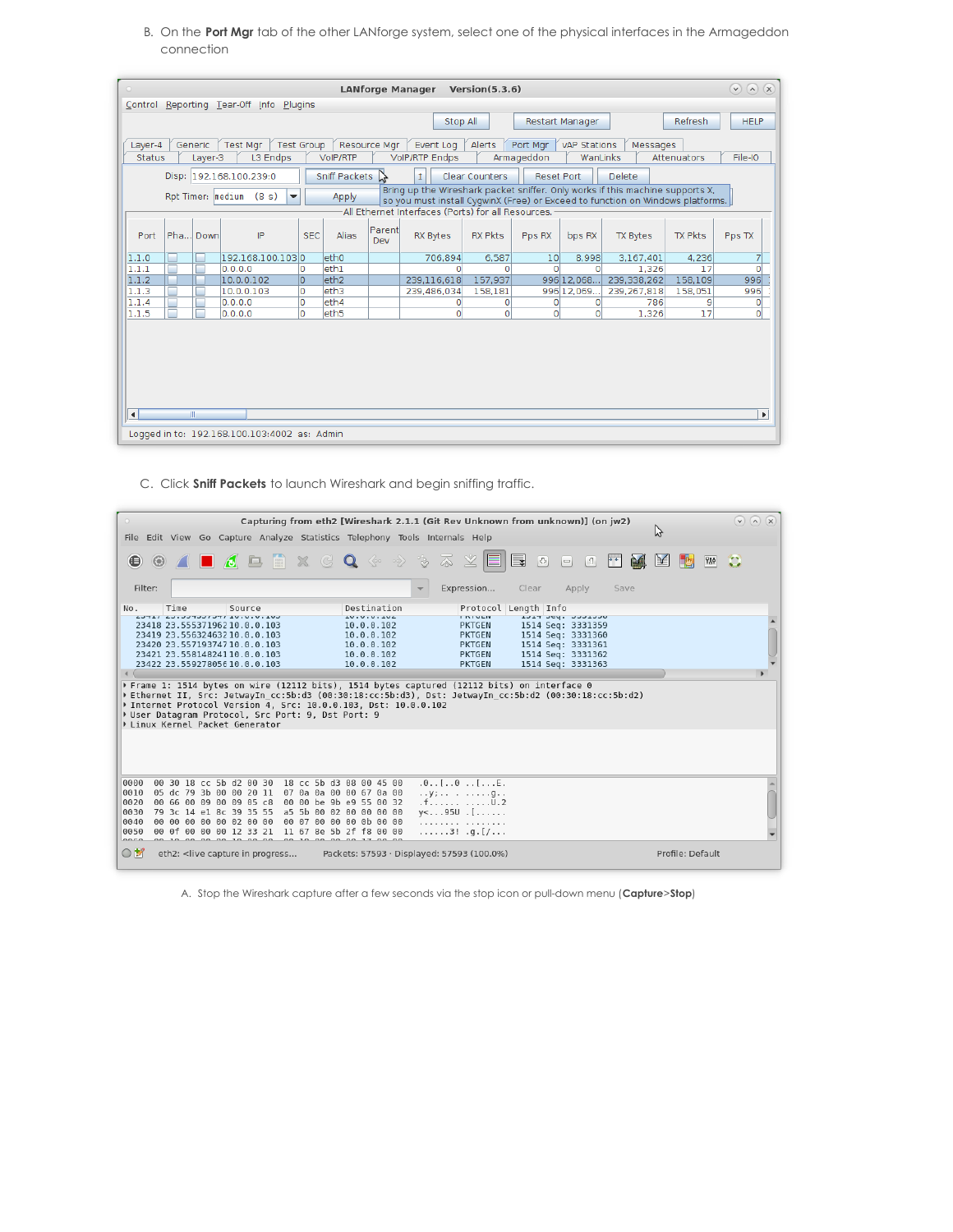B. On the **Port Mgr** tab of the other LANforge system, select one of the physical interfaces in the Armageddon connection

C. Click **Sniff Packets** to launch Wireshark and begin sniffing traffic.

A. Stop the Wireshark capture after a few seconds via the stop icon or pull-down menu (**Capture**>**Stop**)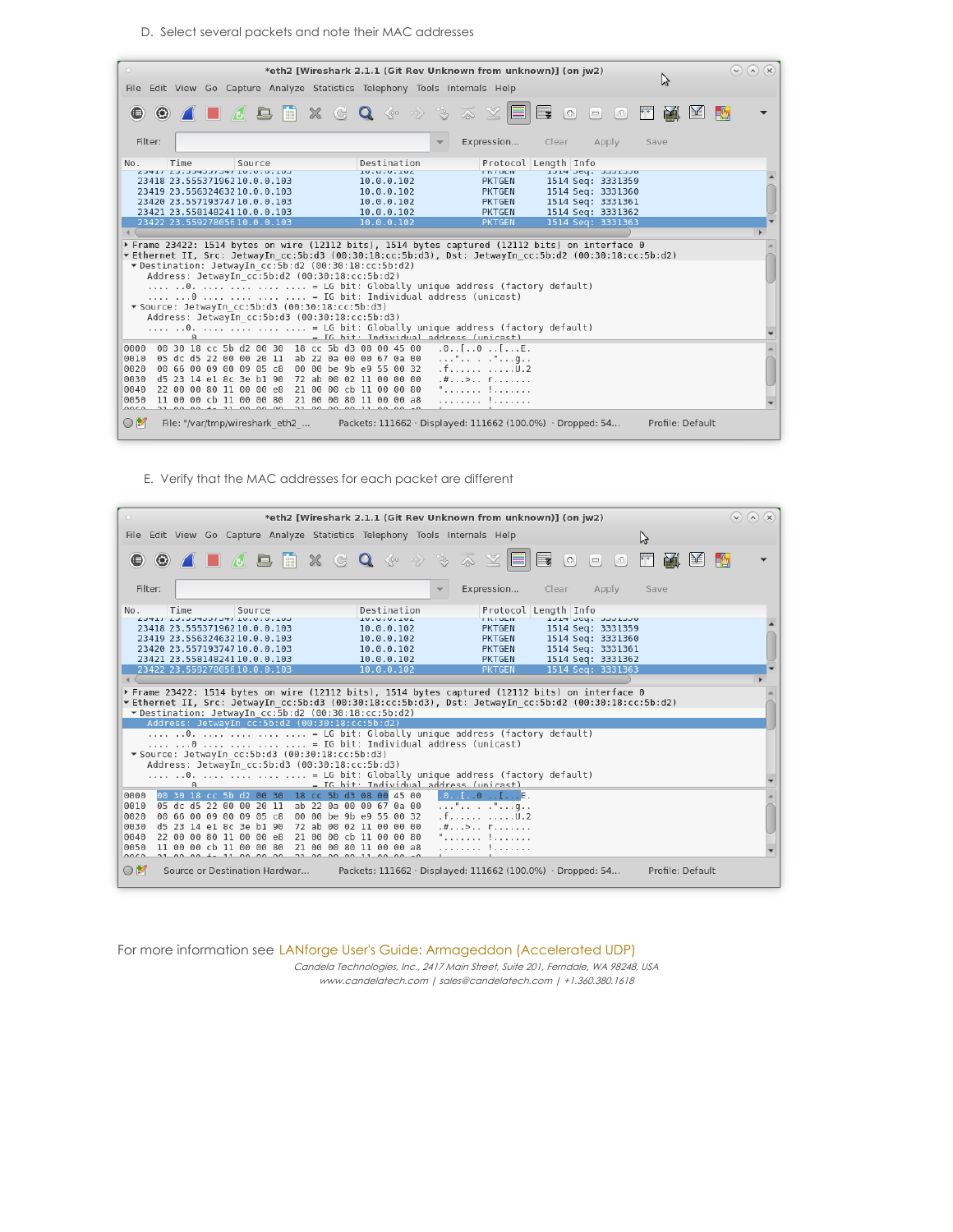D. Select several packets and note their MAC addresses

E. Verify that the MAC addresses for each packet are different

For more information see LANforge User's Guide: Armageddon (Accelerated UDP)

*Candela Technologies, Inc., 2417 Main Street, Suite 201, Ferndale, WA 98248, USA*
*www.candelatech.com | sales@candelatech.com | +1.360.380.1618*